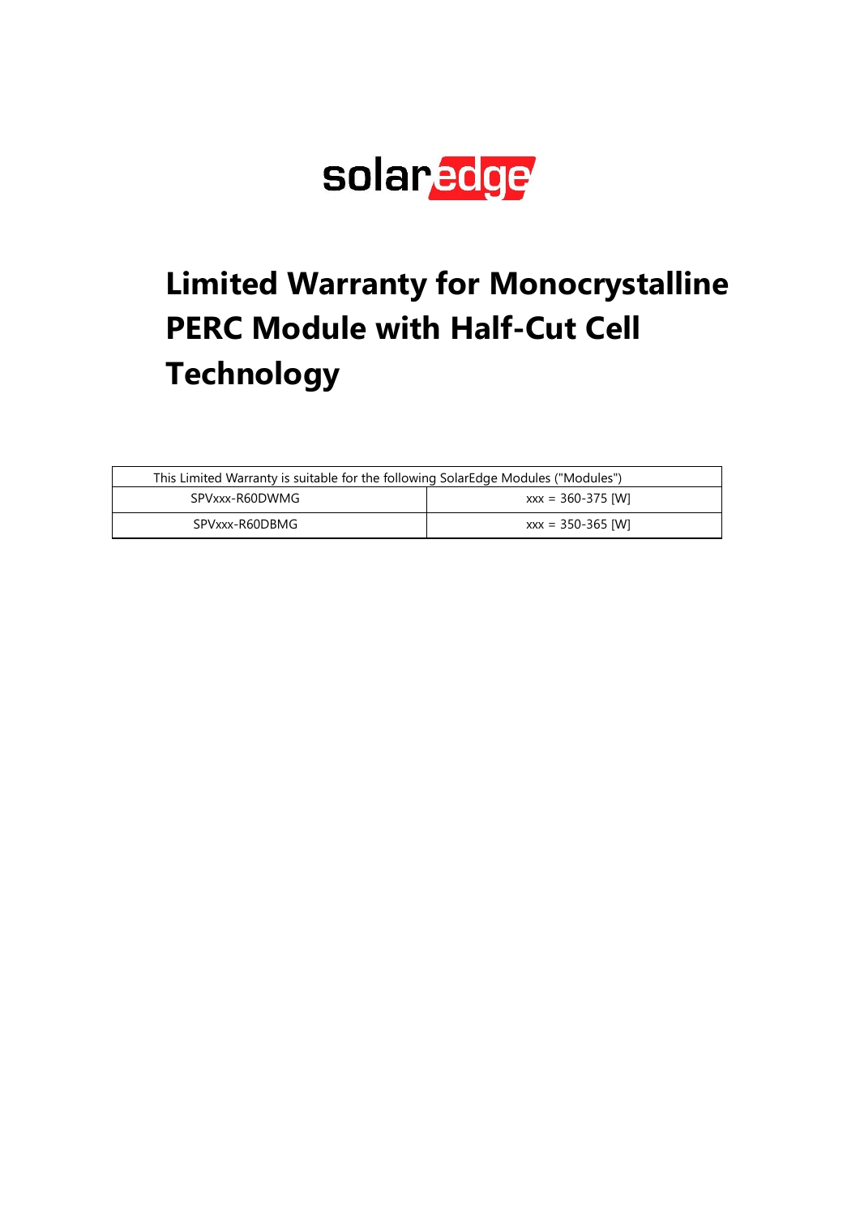solaredge

# Limited Warranty for Monocrystalline PERC Module with Half-Cut Cell Technology

| This Limited Warranty is suitable for the following SolarEdge Modules ("Modules") | |
|---|---|
| SPVxxx-R60DWMG | xxx = 360-375 [W] |
| SPVxxx-R60DBMG | xxx = 350-365 [W] |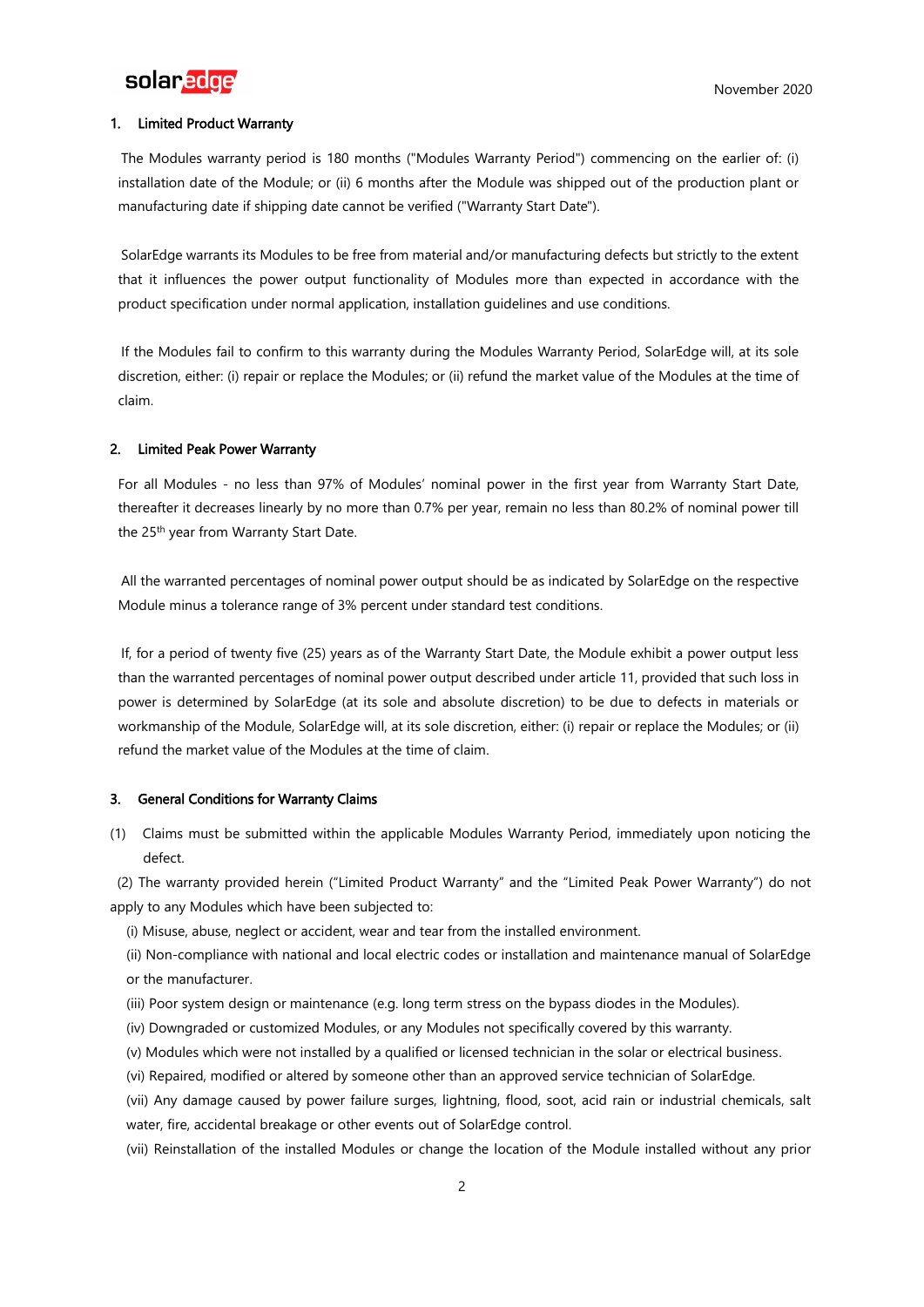## 1. Limited Product Warranty

The Modules warranty period is 180 months ("Modules Warranty Period") commencing on the earlier of: (i) installation date of the Module; or (ii) 6 months after the Module was shipped out of the production plant or manufacturing date if shipping date cannot be verified ("Warranty Start Date").

SolarEdge warrants its Modules to be free from material and/or manufacturing defects but strictly to the extent that it influences the power output functionality of Modules more than expected in accordance with the product specification under normal application, installation guidelines and use conditions.

If the Modules fail to confirm to this warranty during the Modules Warranty Period, SolarEdge will, at its sole discretion, either: (i) repair or replace the Modules; or (ii) refund the market value of the Modules at the time of claim.

## 2. Limited Peak Power Warranty

For all Modules - no less than 97% of Modules' nominal power in the first year from Warranty Start Date, thereafter it decreases linearly by no more than 0.7% per year, remain no less than 80.2% of nominal power till the 25th year from Warranty Start Date.

All the warranted percentages of nominal power output should be as indicated by SolarEdge on the respective Module minus a tolerance range of 3% percent under standard test conditions.

If, for a period of twenty five (25) years as of the Warranty Start Date, the Module exhibit a power output less than the warranted percentages of nominal power output described under article 11, provided that such loss in power is determined by SolarEdge (at its sole and absolute discretion) to be due to defects in materials or workmanship of the Module, SolarEdge will, at its sole discretion, either: (i) repair or replace the Modules; or (ii) refund the market value of the Modules at the time of claim.

## 3. General Conditions for Warranty Claims

(1) Claims must be submitted within the applicable Modules Warranty Period, immediately upon noticing the defect.

(2) The warranty provided herein ("Limited Product Warranty" and the "Limited Peak Power Warranty") do not apply to any Modules which have been subjected to:

(i) Misuse, abuse, neglect or accident, wear and tear from the installed environment.

(ii) Non-compliance with national and local electric codes or installation and maintenance manual of SolarEdge or the manufacturer.

(iii) Poor system design or maintenance (e.g. long term stress on the bypass diodes in the Modules).

(iv) Downgraded or customized Modules, or any Modules not specifically covered by this warranty.

(v) Modules which were not installed by a qualified or licensed technician in the solar or electrical business.

(vi) Repaired, modified or altered by someone other than an approved service technician of SolarEdge.

(vii) Any damage caused by power failure surges, lightning, flood, soot, acid rain or industrial chemicals, salt water, fire, accidental breakage or other events out of SolarEdge control.

(vii) Reinstallation of the installed Modules or change the location of the Module installed without any prior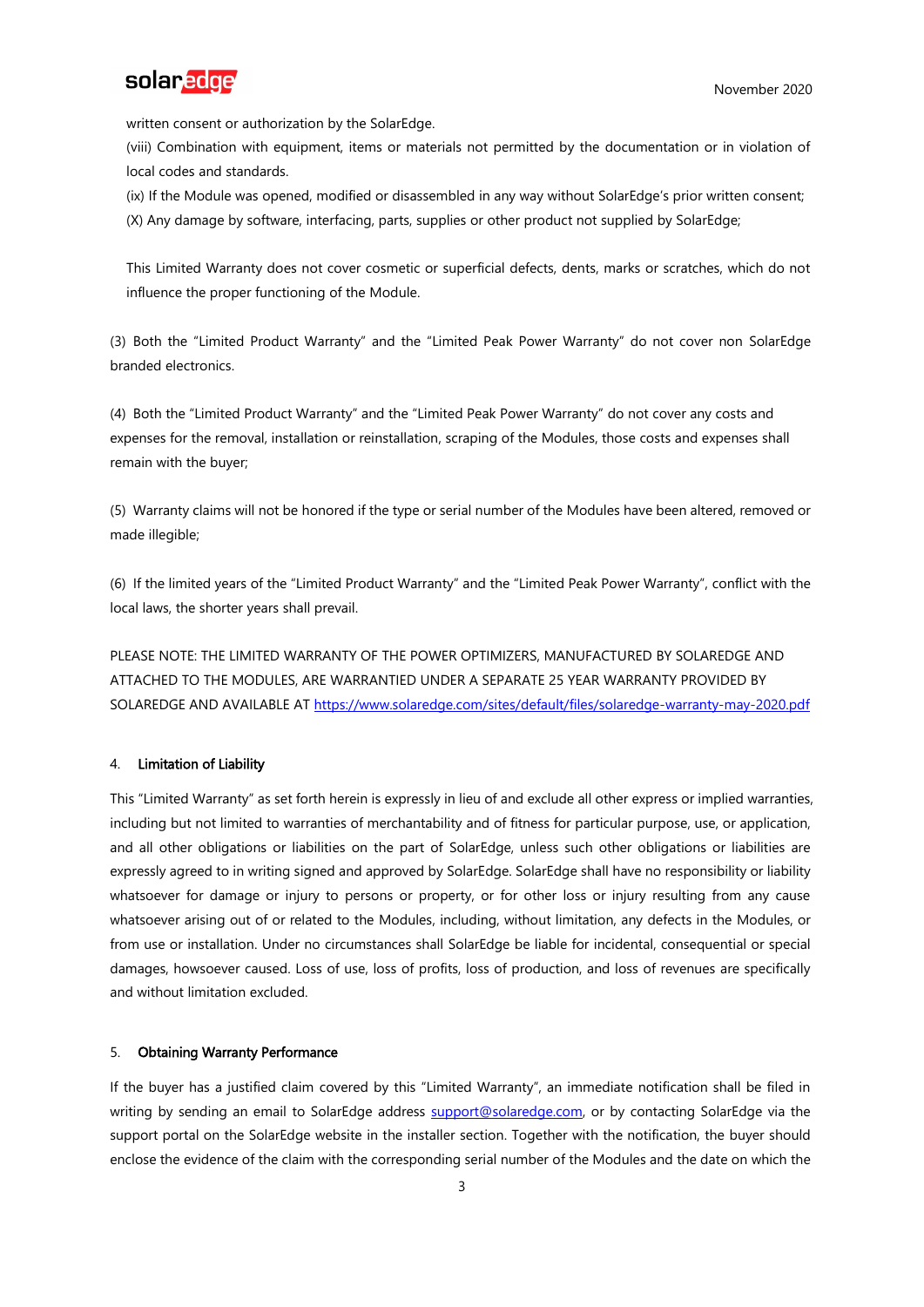written consent or authorization by the SolarEdge.

(viii) Combination with equipment, items or materials not permitted by the documentation or in violation of local codes and standards.

(ix) If the Module was opened, modified or disassembled in any way without SolarEdge's prior written consent;

(X) Any damage by software, interfacing, parts, supplies or other product not supplied by SolarEdge;

This Limited Warranty does not cover cosmetic or superficial defects, dents, marks or scratches, which do not influence the proper functioning of the Module.

(3) Both the "Limited Product Warranty" and the "Limited Peak Power Warranty" do not cover non SolarEdge branded electronics.

(4) Both the "Limited Product Warranty" and the "Limited Peak Power Warranty" do not cover any costs and expenses for the removal, installation or reinstallation, scraping of the Modules, those costs and expenses shall remain with the buyer;

(5) Warranty claims will not be honored if the type or serial number of the Modules have been altered, removed or made illegible;

(6) If the limited years of the "Limited Product Warranty" and the "Limited Peak Power Warranty", conflict with the local laws, the shorter years shall prevail.

PLEASE NOTE: THE LIMITED WARRANTY OF THE POWER OPTIMIZERS, MANUFACTURED BY SOLAREDGE AND ATTACHED TO THE MODULES, ARE WARRANTIED UNDER A SEPARATE 25 YEAR WARRANTY PROVIDED BY SOLAREDGE AND AVAILABLE AT https://www.solaredge.com/sites/default/files/solaredge-warranty-may-2020.pdf

## 4. Limitation of Liability

This "Limited Warranty" as set forth herein is expressly in lieu of and exclude all other express or implied warranties, including but not limited to warranties of merchantability and of fitness for particular purpose, use, or application, and all other obligations or liabilities on the part of SolarEdge, unless such other obligations or liabilities are expressly agreed to in writing signed and approved by SolarEdge. SolarEdge shall have no responsibility or liability whatsoever for damage or injury to persons or property, or for other loss or injury resulting from any cause whatsoever arising out of or related to the Modules, including, without limitation, any defects in the Modules, or from use or installation. Under no circumstances shall SolarEdge be liable for incidental, consequential or special damages, howsoever caused. Loss of use, loss of profits, loss of production, and loss of revenues are specifically and without limitation excluded.

## 5. Obtaining Warranty Performance

If the buyer has a justified claim covered by this "Limited Warranty", an immediate notification shall be filed in writing by sending an email to SolarEdge address support@solaredge.com, or by contacting SolarEdge via the support portal on the SolarEdge website in the installer section. Together with the notification, the buyer should enclose the evidence of the claim with the corresponding serial number of the Modules and the date on which the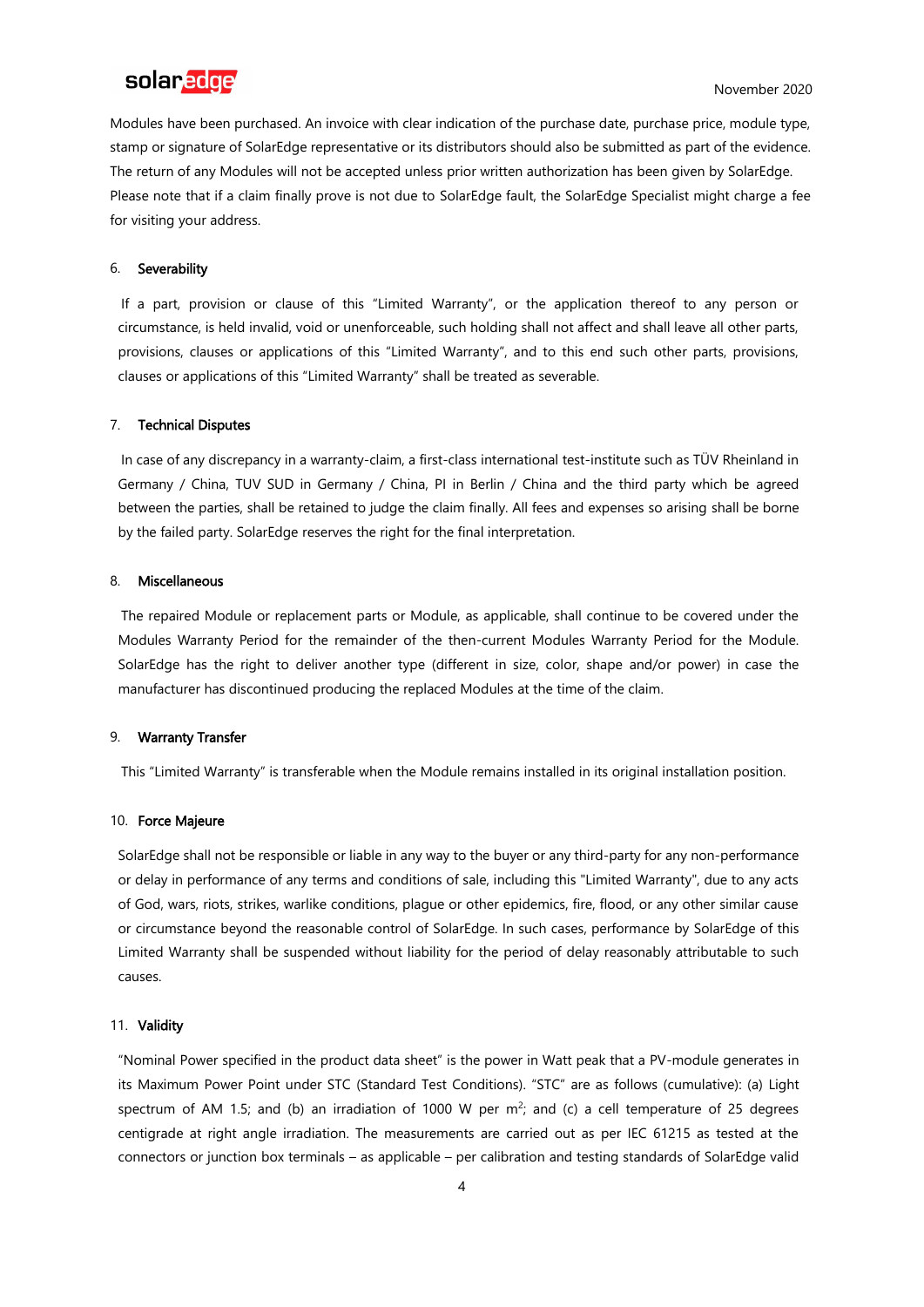Modules have been purchased. An invoice with clear indication of the purchase date, purchase price, module type, stamp or signature of SolarEdge representative or its distributors should also be submitted as part of the evidence. The return of any Modules will not be accepted unless prior written authorization has been given by SolarEdge. Please note that if a claim finally prove is not due to SolarEdge fault, the SolarEdge Specialist might charge a fee for visiting your address.

## 6. Severability

If a part, provision or clause of this "Limited Warranty", or the application thereof to any person or circumstance, is held invalid, void or unenforceable, such holding shall not affect and shall leave all other parts, provisions, clauses or applications of this "Limited Warranty", and to this end such other parts, provisions, clauses or applications of this "Limited Warranty" shall be treated as severable.

## 7. Technical Disputes

In case of any discrepancy in a warranty-claim, a first-class international test-institute such as TÜV Rheinland in Germany / China, TUV SUD in Germany / China, PI in Berlin / China and the third party which be agreed between the parties, shall be retained to judge the claim finally. All fees and expenses so arising shall be borne by the failed party. SolarEdge reserves the right for the final interpretation.

## 8. Miscellaneous

The repaired Module or replacement parts or Module, as applicable, shall continue to be covered under the Modules Warranty Period for the remainder of the then-current Modules Warranty Period for the Module. SolarEdge has the right to deliver another type (different in size, color, shape and/or power) in case the manufacturer has discontinued producing the replaced Modules at the time of the claim.

## 9. Warranty Transfer

This "Limited Warranty" is transferable when the Module remains installed in its original installation position.

## 10. Force Majeure

SolarEdge shall not be responsible or liable in any way to the buyer or any third-party for any non-performance or delay in performance of any terms and conditions of sale, including this "Limited Warranty", due to any acts of God, wars, riots, strikes, warlike conditions, plague or other epidemics, fire, flood, or any other similar cause or circumstance beyond the reasonable control of SolarEdge. In such cases, performance by SolarEdge of this Limited Warranty shall be suspended without liability for the period of delay reasonably attributable to such causes.

## 11. Validity

"Nominal Power specified in the product data sheet" is the power in Watt peak that a PV-module generates in its Maximum Power Point under STC (Standard Test Conditions). "STC" are as follows (cumulative): (a) Light spectrum of AM 1.5; and (b) an irradiation of 1000 W per $m^2$; and (c) a cell temperature of 25 degrees centigrade at right angle irradiation. The measurements are carried out as per IEC 61215 as tested at the connectors or junction box terminals – as applicable – per calibration and testing standards of SolarEdge valid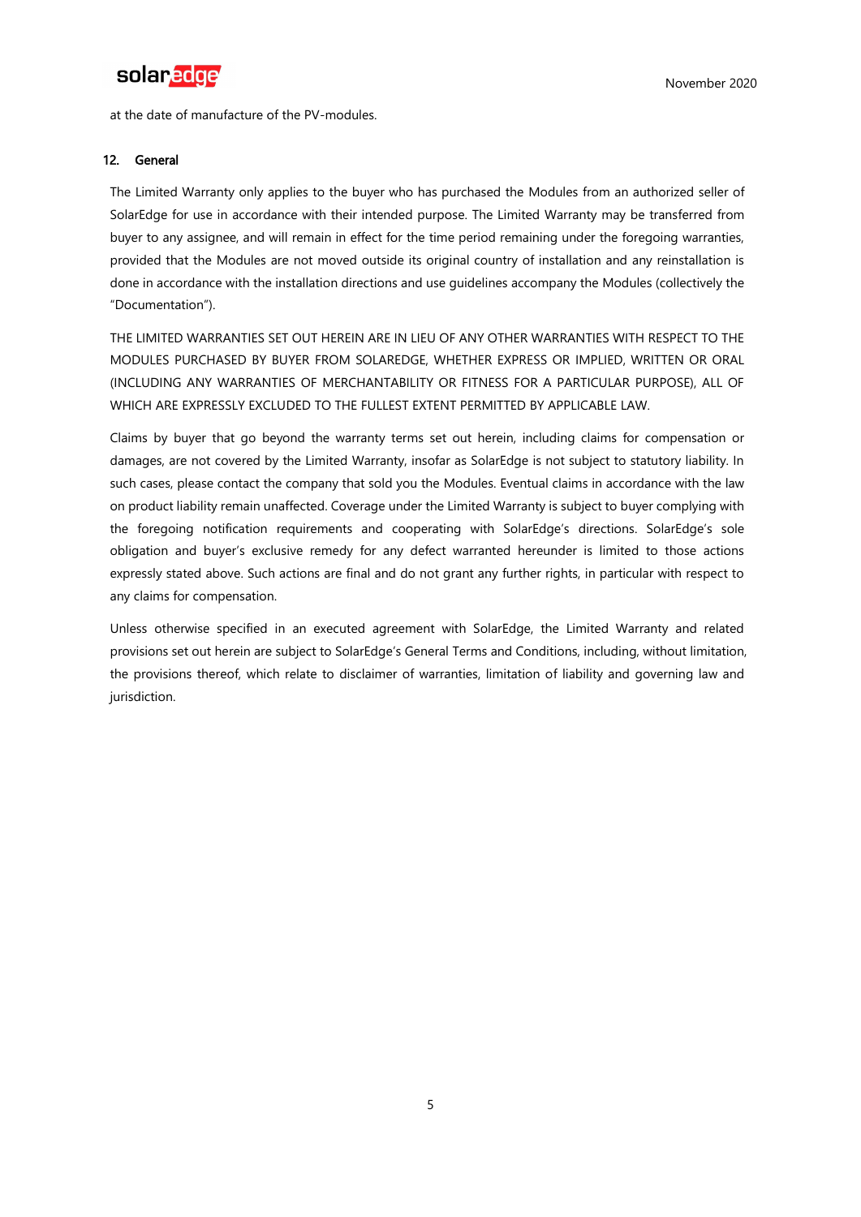at the date of manufacture of the PV-modules.

## 12. General

The Limited Warranty only applies to the buyer who has purchased the Modules from an authorized seller of SolarEdge for use in accordance with their intended purpose. The Limited Warranty may be transferred from buyer to any assignee, and will remain in effect for the time period remaining under the foregoing warranties, provided that the Modules are not moved outside its original country of installation and any reinstallation is done in accordance with the installation directions and use guidelines accompany the Modules (collectively the "Documentation").

THE LIMITED WARRANTIES SET OUT HEREIN ARE IN LIEU OF ANY OTHER WARRANTIES WITH RESPECT TO THE MODULES PURCHASED BY BUYER FROM SOLAREDGE, WHETHER EXPRESS OR IMPLIED, WRITTEN OR ORAL (INCLUDING ANY WARRANTIES OF MERCHANTABILITY OR FITNESS FOR A PARTICULAR PURPOSE), ALL OF WHICH ARE EXPRESSLY EXCLUDED TO THE FULLEST EXTENT PERMITTED BY APPLICABLE LAW.

Claims by buyer that go beyond the warranty terms set out herein, including claims for compensation or damages, are not covered by the Limited Warranty, insofar as SolarEdge is not subject to statutory liability. In such cases, please contact the company that sold you the Modules. Eventual claims in accordance with the law on product liability remain unaffected. Coverage under the Limited Warranty is subject to buyer complying with the foregoing notification requirements and cooperating with SolarEdge's directions. SolarEdge's sole obligation and buyer's exclusive remedy for any defect warranted hereunder is limited to those actions expressly stated above. Such actions are final and do not grant any further rights, in particular with respect to any claims for compensation.

Unless otherwise specified in an executed agreement with SolarEdge, the Limited Warranty and related provisions set out herein are subject to SolarEdge's General Terms and Conditions, including, without limitation, the provisions thereof, which relate to disclaimer of warranties, limitation of liability and governing law and jurisdiction.